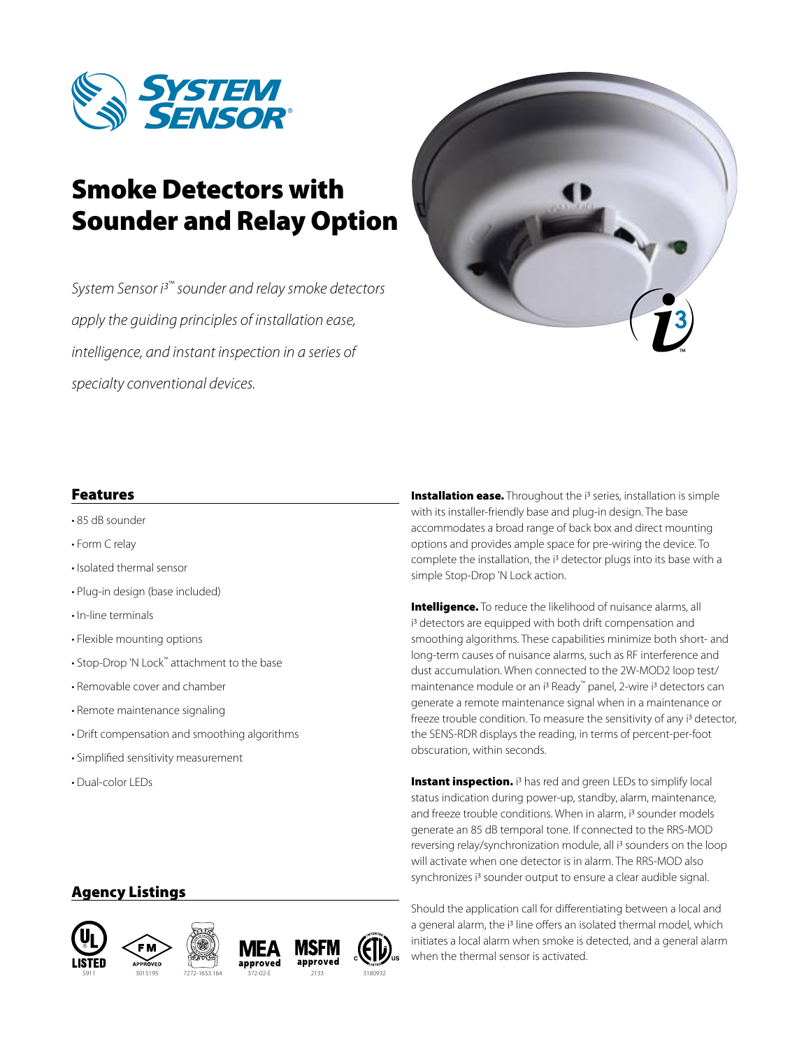# Smoke Detectors with Sounder and Relay Option

*System Sensor i³™ sounder and relay smoke detectors apply the guiding principles of installation ease, intelligence, and instant inspection in a series of specialty conventional devices.*

## Features

- 85 dB sounder
- Form C relay
- Isolated thermal sensor
- Plug-in design (base included)
- In-line terminals
- Flexible mounting options
- Stop-Drop 'N Lock™ attachment to the base
- Removable cover and chamber
- Remote maintenance signaling
- Drift compensation and smoothing algorithms
- Simplified sensitivity measurement
- Dual-color LEDs

## Agency Listings

S911

3015195

7272-1653:164

MEA approved 372-02-E

MSFM approved 2133

3180932

**Installation ease.** Throughout the i³ series, installation is simple with its installer-friendly base and plug-in design. The base accommodates a broad range of back box and direct mounting options and provides ample space for pre-wiring the device. To complete the installation, the i³ detector plugs into its base with a simple Stop-Drop 'N Lock action.

**Intelligence.** To reduce the likelihood of nuisance alarms, all i³ detectors are equipped with both drift compensation and smoothing algorithms. These capabilities minimize both short- and long-term causes of nuisance alarms, such as RF interference and dust accumulation. When connected to the 2W-MOD2 loop test/maintenance module or an i³ Ready™ panel, 2-wire i³ detectors can generate a remote maintenance signal when in a maintenance or freeze trouble condition. To measure the sensitivity of any i³ detector, the SENS-RDR displays the reading, in terms of percent-per-foot obscuration, within seconds.

**Instant inspection.** i³ has red and green LEDs to simplify local status indication during power-up, standby, alarm, maintenance, and freeze trouble conditions. When in alarm, i³ sounder models generate an 85 dB temporal tone. If connected to the RRS-MOD reversing relay/synchronization module, all i³ sounders on the loop will activate when one detector is in alarm. The RRS-MOD also synchronizes i³ sounder output to ensure a clear audible signal.

Should the application call for differentiating between a local and a general alarm, the i³ line offers an isolated thermal model, which initiates a local alarm when smoke is detected, and a general alarm when the thermal sensor is activated.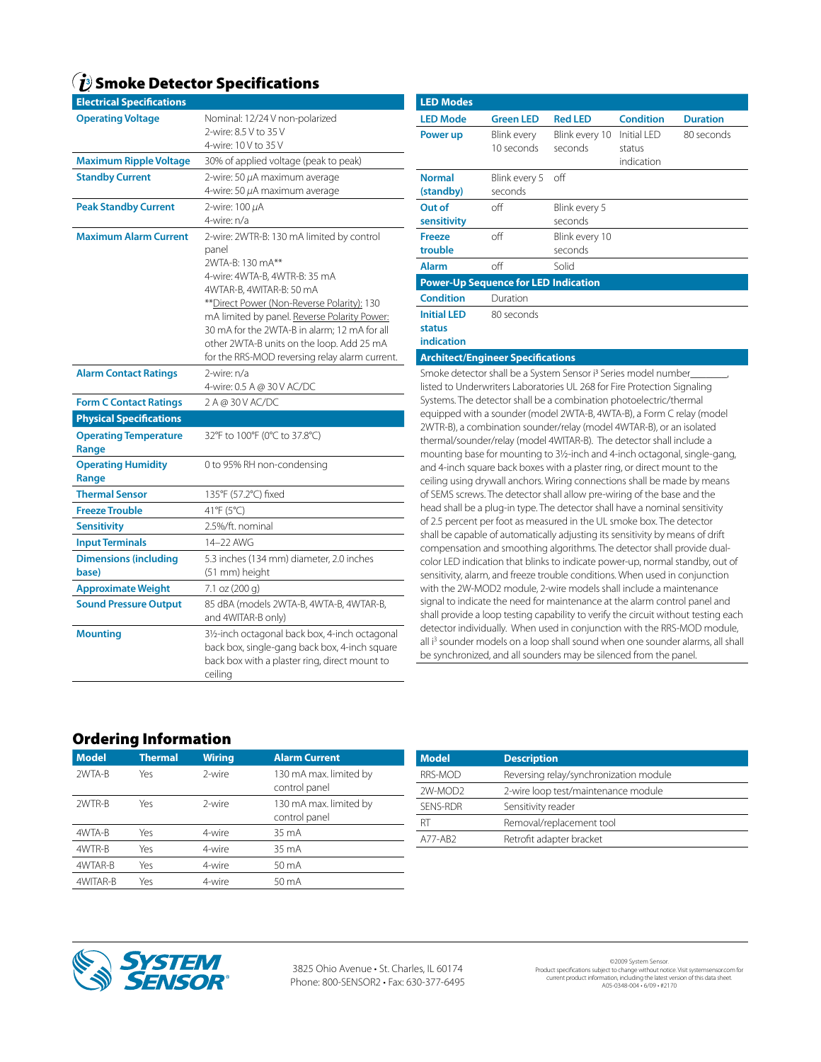## i³ Smoke Detector Specifications

| Electrical Specifications | |
|---|---|
| **Operating Voltage** | Nominal: 12/24 V non-polarized<br>2-wire: 8.5 V to 35 V<br>4-wire: 10 V to 35 V |
| **Maximum Ripple Voltage** | 30% of applied voltage (peak to peak) |
| **Standby Current** | 2-wire: 50 µA maximum average<br>4-wire: 50 µA maximum average |
| **Peak Standby Current** | 2-wire: 100 µA<br>4-wire: n/a |
| **Maximum Alarm Current** | 2-wire: 2WTR-B: 130 mA limited by control panel<br>2WTA-B: 130 mA**<br>4-wire: 4WTA-B, 4WTR-B: 35 mA<br>4WTAR-B, 4WITAR-B: 50 mA<br>**Direct Power (Non-Reverse Polarity): 130 mA limited by panel. Reverse Polarity Power: 30 mA for the 2WTA-B in alarm; 12 mA for all other 2WTA-B units on the loop. Add 25 mA for the RRS-MOD reversing relay alarm current. |
| **Alarm Contact Ratings** | 2-wire: n/a<br>4-wire: 0.5 A @ 30 V AC/DC |
| **Form C Contact Ratings** | 2 A @ 30 V AC/DC |
| **Physical Specifications** | |
| **Operating Temperature Range** | 32°F to 100°F (0°C to 37.8°C) |
| **Operating Humidity Range** | 0 to 95% RH non-condensing |
| **Thermal Sensor** | 135°F (57.2°C) fixed |
| **Freeze Trouble** | 41°F (5°C) |
| **Sensitivity** | 2.5%/ft. nominal |
| **Input Terminals** | 14–22 AWG |
| **Dimensions (including base)** | 5.3 inches (134 mm) diameter, 2.0 inches (51 mm) height |
| **Approximate Weight** | 7.1 oz (200 g) |
| **Sound Pressure Output** | 85 dBA (models 2WTA-B, 4WTA-B, 4WTAR-B, and 4WITAR-B only) |
| **Mounting** | 3½-inch octagonal back box, 4-inch octagonal back box, single-gang back box, 4-inch square back box with a plaster ring, direct mount to ceiling |

### LED Modes

| LED Mode | Green LED | Red LED | Condition | Duration |
|---|---|---|---|---|
| **Power up** | Blink every 10 seconds | Blink every 10 seconds | Initial LED status indication | 80 seconds |
| **Normal (standby)** | Blink every 5 seconds | off | | |
| **Out of sensitivity** | off | Blink every 5 seconds | | |
| **Freeze trouble** | off | Blink every 10 seconds | | |
| **Alarm** | off | Solid | | |

### Power-Up Sequence for LED Indication

| Condition | Duration |
|---|---|
| **Initial LED status indication** | 80 seconds |

### Architect/Engineer Specifications

Smoke detector shall be a System Sensor i³ Series model number________, listed to Underwriters Laboratories UL 268 for Fire Protection Signaling Systems. The detector shall be a combination photoelectric/thermal equipped with a sounder (model 2WTA-B, 4WTA-B), a Form C relay (model 2WTR-B), a combination sounder/relay (model 4WTAR-B), or an isolated thermal/sounder/relay (model 4WITAR-B). The detector shall include a mounting base for mounting to 3½-inch and 4-inch octagonal, single-gang, and 4-inch square back boxes with a plaster ring, or direct mount to the ceiling using drywall anchors. Wiring connections shall be made by means of SEMS screws. The detector shall allow pre-wiring of the base and the head shall be a plug-in type. The detector shall have a nominal sensitivity of 2.5 percent per foot as measured in the UL smoke box. The detector shall be capable of automatically adjusting its sensitivity by means of drift compensation and smoothing algorithms. The detector shall provide dual-color LED indication that blinks to indicate power-up, normal standby, out of sensitivity, alarm, and freeze trouble conditions. When used in conjunction with the 2W-MOD2 module, 2-wire models shall include a maintenance signal to indicate the need for maintenance at the alarm control panel and shall provide a loop testing capability to verify the circuit without testing each detector individually. When used in conjunction with the RRS-MOD module, all i³ sounder models on a loop shall sound when one sounder alarms, all shall be synchronized, and all sounders may be silenced from the panel.

## Ordering Information

| Model | Thermal | Wiring | Alarm Current |
|---|---|---|---|
| 2WTA-B | Yes | 2-wire | 130 mA max. limited by control panel |
| 2WTR-B | Yes | 2-wire | 130 mA max. limited by control panel |
| 4WTA-B | Yes | 4-wire | 35 mA |
| 4WTR-B | Yes | 4-wire | 35 mA |
| 4WTAR-B | Yes | 4-wire | 50 mA |
| 4WITAR-B | Yes | 4-wire | 50 mA |

| Model | Description |
|---|---|
| RRS-MOD | Reversing relay/synchronization module |
| 2W-MOD2 | 2-wire loop test/maintenance module |
| SENS-RDR | Sensitivity reader |
| RT | Removal/replacement tool |
| A77-AB2 | Retrofit adapter bracket |

SYSTEM SENSOR®

3825 Ohio Avenue • St. Charles, IL 60174
Phone: 800-SENSOR2 • Fax: 630-377-6495

©2009 System Sensor.
Product specifications subject to change without notice. Visit systemsensor.com for current product information, including the latest version of this data sheet.
A05-0348-004 • 6/09 • #2170